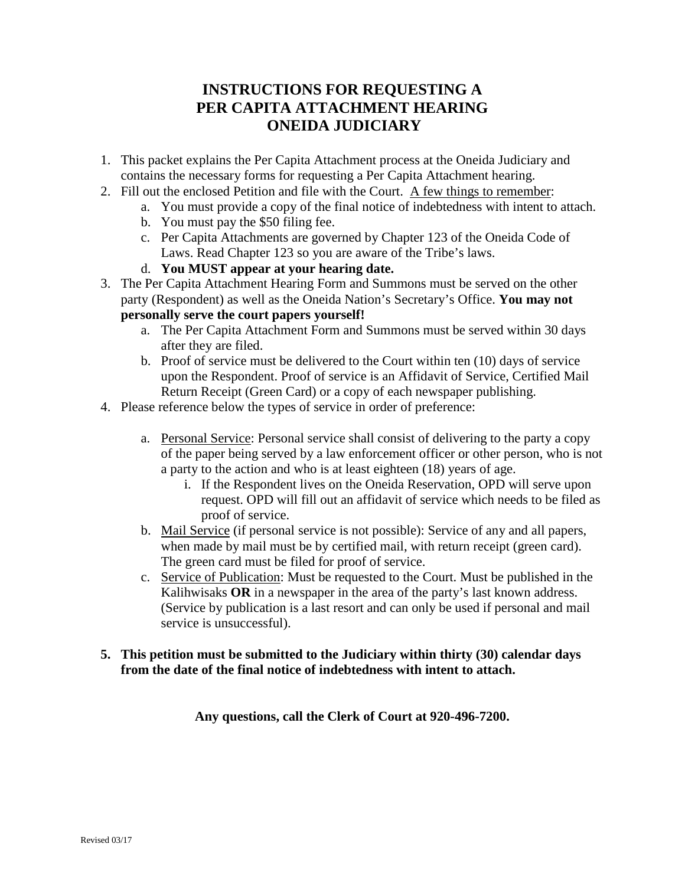# INSTRUCTIONS FOR REQUESTING A PER CAPITA ATTACHMENT HEARING ONEIDA JUDICIARY

1. This packet explains the Per Capita Attachment process at the Oneida Judiciary and contains the necessary forms for requesting a Per Capita Attachment hearing.
2. Fill out the enclosed Petition and file with the Court. <u>A few things to remember</u>:
   a. You must provide a copy of the final notice of indebtedness with intent to attach.
   b. You must pay the $50 filing fee.
   c. Per Capita Attachments are governed by Chapter 123 of the Oneida Code of Laws. Read Chapter 123 so you are aware of the Tribe's laws.
   d. **You MUST appear at your hearing date.**
3. The Per Capita Attachment Hearing Form and Summons must be served on the other party (Respondent) as well as the Oneida Nation's Secretary's Office. **You may not personally serve the court papers yourself!**
   a. The Per Capita Attachment Form and Summons must be served within 30 days after they are filed.
   b. Proof of service must be delivered to the Court within ten (10) days of service upon the Respondent. Proof of service is an Affidavit of Service, Certified Mail Return Receipt (Green Card) or a copy of each newspaper publishing.
4. Please reference below the types of service in order of preference:
   a. <u>Personal Service</u>: Personal service shall consist of delivering to the party a copy of the paper being served by a law enforcement officer or other person, who is not a party to the action and who is at least eighteen (18) years of age.
      i. If the Respondent lives on the Oneida Reservation, OPD will serve upon request. OPD will fill out an affidavit of service which needs to be filed as proof of service.
   b. <u>Mail Service</u> (if personal service is not possible): Service of any and all papers, when made by mail must be by certified mail, with return receipt (green card). The green card must be filed for proof of service.
   c. <u>Service of Publication</u>: Must be requested to the Court. Must be published in the Kalihwisaks **OR** in a newspaper in the area of the party's last known address. (Service by publication is a last resort and can only be used if personal and mail service is unsuccessful).
5. **This petition must be submitted to the Judiciary within thirty (30) calendar days from the date of the final notice of indebtedness with intent to attach.**

**Any questions, call the Clerk of Court at 920-496-7200.**

Revised 03/17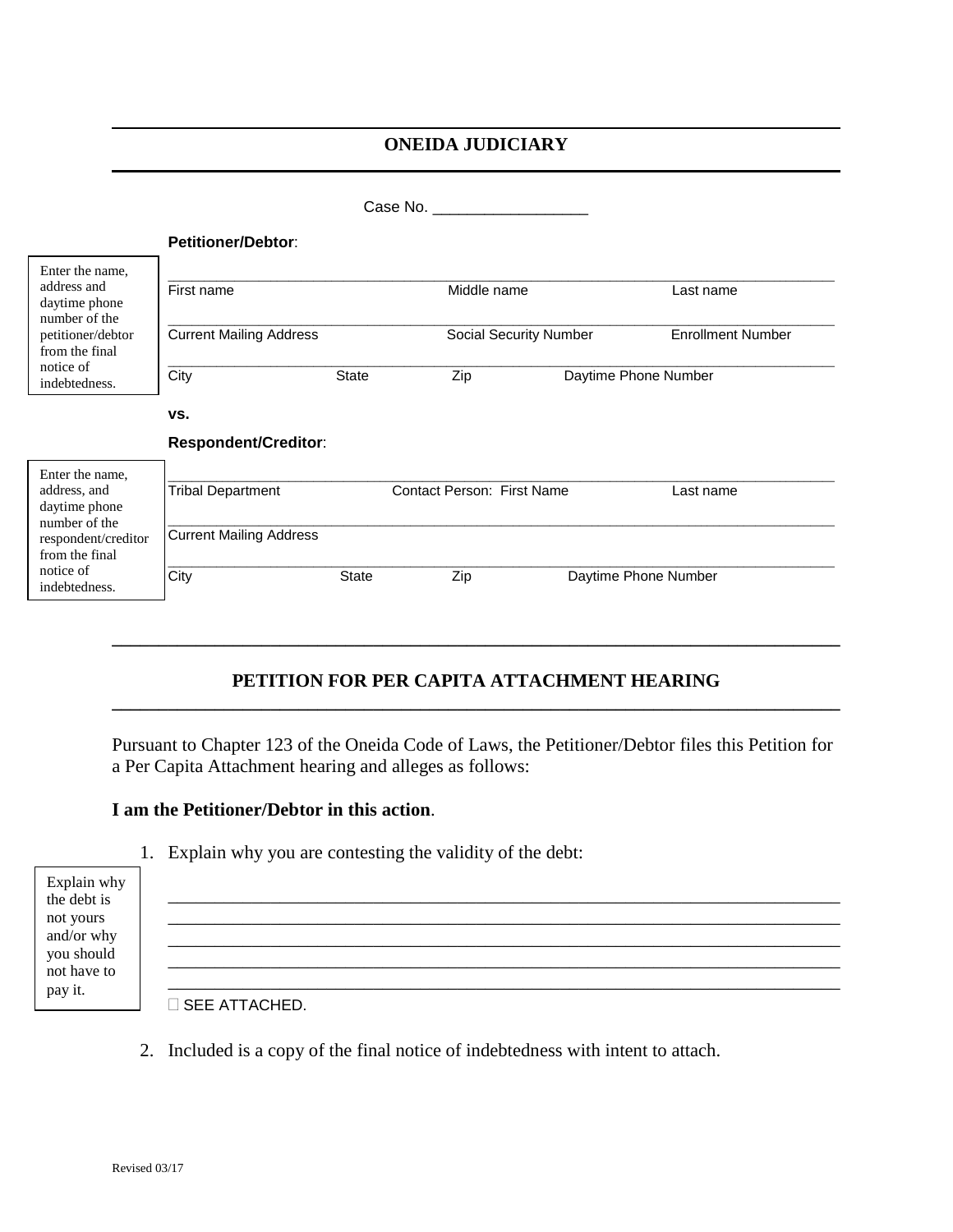## ONEIDA JUDICIARY

Case No. __________________

**Petitioner/Debtor**:

Enter the name, address and daytime phone number of the petitioner/debtor from the final notice of indebtedness.

| First name | Middle name | Last name |
|---|---|---|
| Current Mailing Address | Social Security Number | Enrollment Number |
| City / State / Zip | | Daytime Phone Number |

**vs.**

**Respondent/Creditor**:

Enter the name, address, and daytime phone number of the respondent/creditor from the final notice of indebtedness.

| Tribal Department | Contact Person: First Name | Last name |
|---|---|---|
| Current Mailing Address | | |
| City / State / Zip | | Daytime Phone Number |

## PETITION FOR PER CAPITA ATTACHMENT HEARING

Pursuant to Chapter 123 of the Oneida Code of Laws, the Petitioner/Debtor files this Petition for a Per Capita Attachment hearing and alleges as follows:

**I am the Petitioner/Debtor in this action**.

1. Explain why you are contesting the validity of the debt:

   Explain why the debt is not yours and/or why you should not have to pay it.

   ___________________________________________________________________________
   ___________________________________________________________________________
   ___________________________________________________________________________
   ___________________________________________________________________________
   ___________________________________________________________________________

   ☐ SEE ATTACHED.

2. Included is a copy of the final notice of indebtedness with intent to attach.

Revised 03/17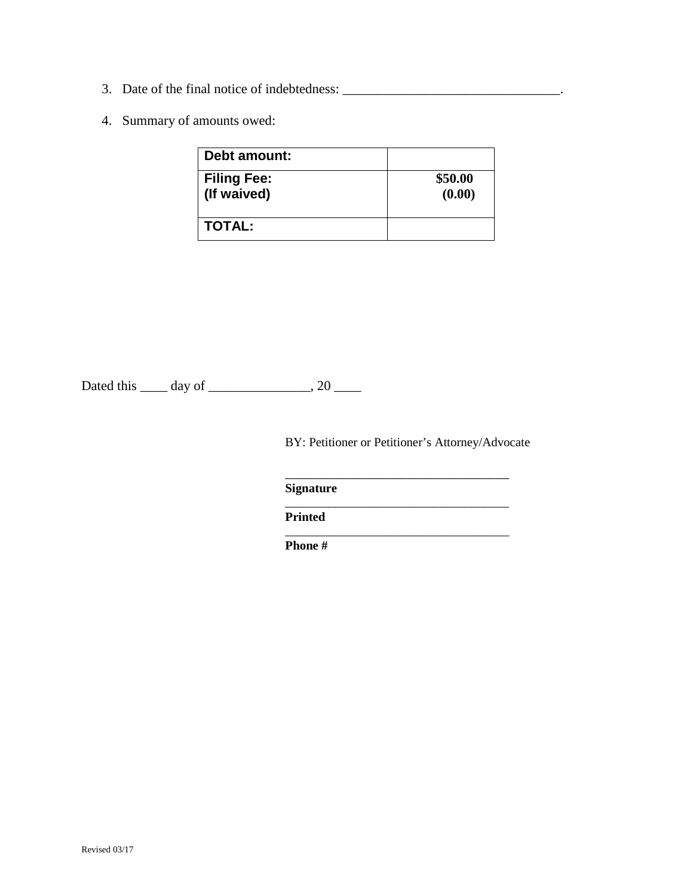3. Date of the final notice of indebtedness: ________________________________.

4. Summary of amounts owed:

| **Debt amount:** | |
|---|---|
| **Filing Fee:**<br>**(If waived)** | **$50.00**<br>**(0.00)** |
| **TOTAL:** | |

Dated this ____ day of _______________, 20 ____

BY: Petitioner or Petitioner's Attorney/Advocate

___________________________________
**Signature**
___________________________________
**Printed**
___________________________________
**Phone #**

Revised 03/17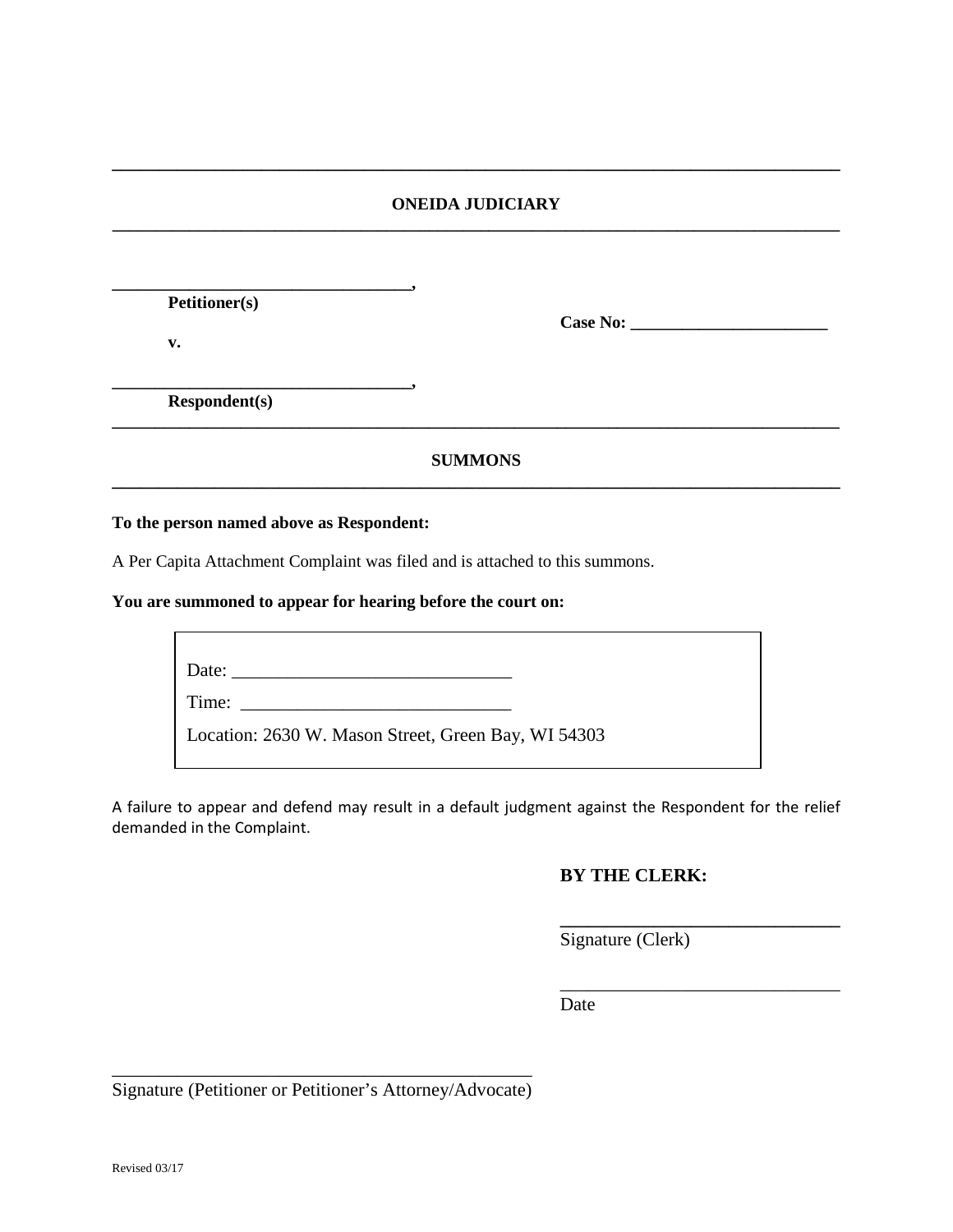**ONEIDA JUDICIARY**

______________________________,
**Petitioner(s)**

**v.**

**Case No: ______________________**

______________________________,
**Respondent(s)**

**SUMMONS**

**To the person named above as Respondent:**

A Per Capita Attachment Complaint was filed and is attached to this summons.

**You are summoned to appear for hearing before the court on:**

| |
|---|
| Date: ______________________________ |
| Time: ______________________________ |
| Location: 2630 W. Mason Street, Green Bay, WI 54303 |

A failure to appear and defend may result in a default judgment against the Respondent for the relief demanded in the Complaint.

**BY THE CLERK:**

______________________________
Signature (Clerk)

______________________________
Date

______________________________________________
Signature (Petitioner or Petitioner's Attorney/Advocate)

Revised 03/17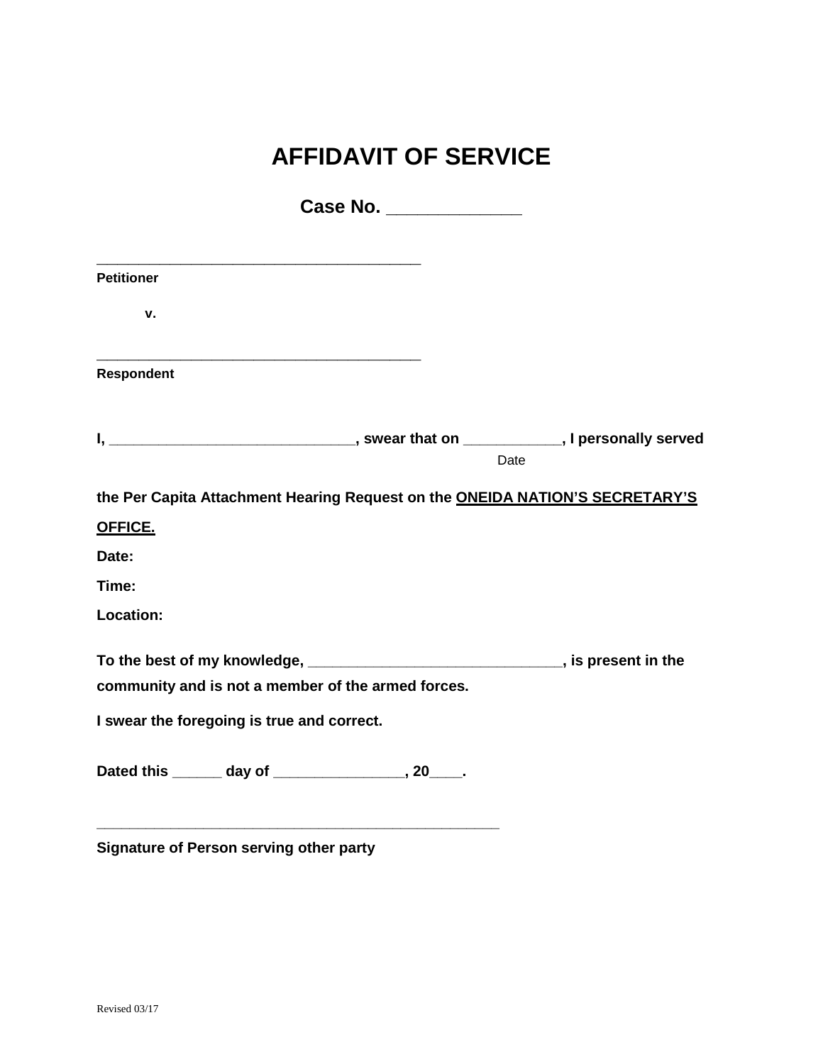# AFFIDAVIT OF SERVICE

**Case No. _____________**

__________________________________________
**Petitioner**

**v.**

__________________________________________
**Respondent**

**I, _____________________________, swear that on ___________, I personally served**
Date

**the Per Capita Attachment Hearing Request on the <u>ONEIDA NATION'S SECRETARY'S OFFICE.</u>**

**Date:**

**Time:**

**Location:**

**To the best of my knowledge, ______________________________, is present in the community and is not a member of the armed forces.**

**I swear the foregoing is true and correct.**

**Dated this ______ day of _______________, 20____.**

____________________________________________________
**Signature of Person serving other party**

Revised 03/17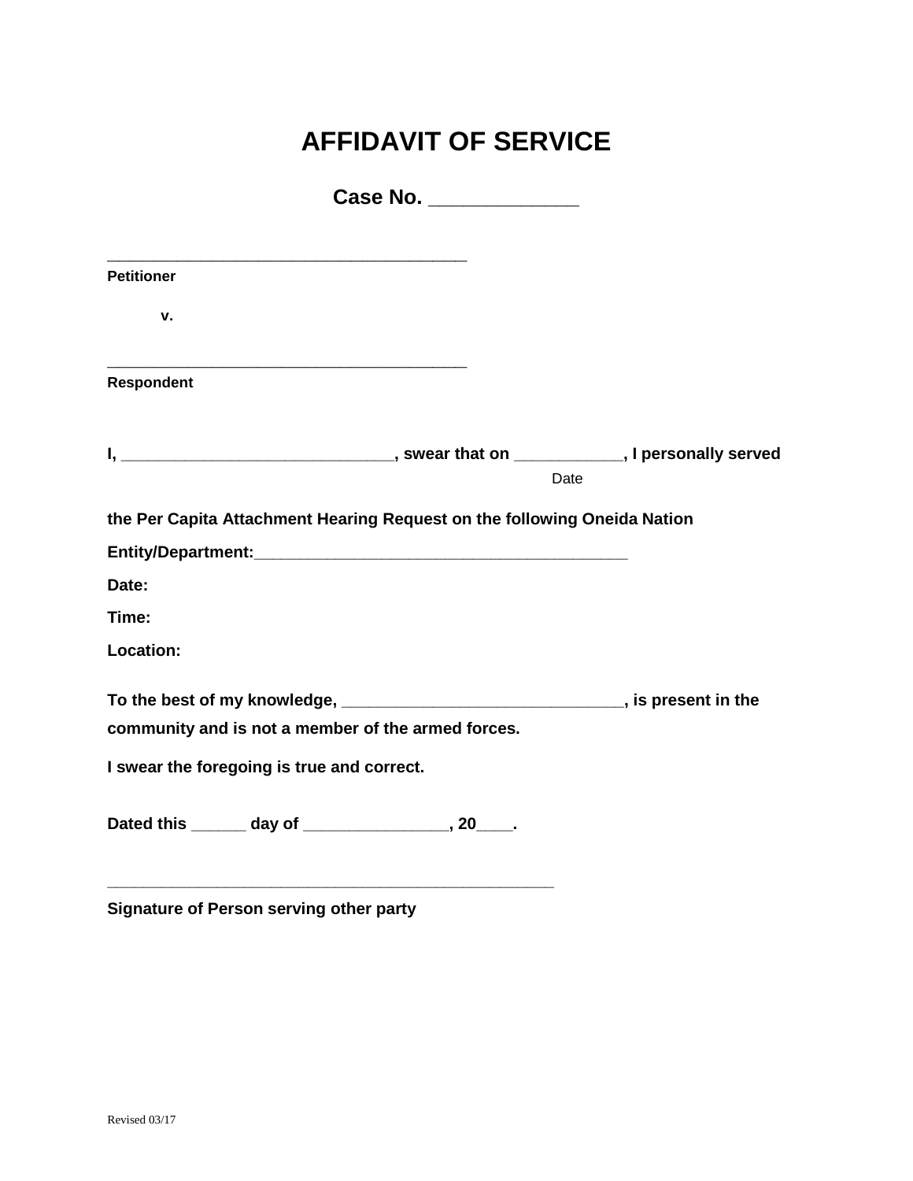# AFFIDAVIT OF SERVICE

**Case No. _____________**

___________________________________________
**Petitioner**

**v.**

___________________________________________
**Respondent**

**I, _____________________________, swear that on ___________, I personally served**
Date

**the Per Capita Attachment Hearing Request on the following Oneida Nation**

**Entity/Department:_________________________________________**

**Date:**

**Time:**

**Location:**

**To the best of my knowledge, ______________________________, is present in the community and is not a member of the armed forces.**

**I swear the foregoing is true and correct.**

**Dated this ______ day of _______________, 20____.**

_____________________________________________________
**Signature of Person serving other party**

Revised 03/17